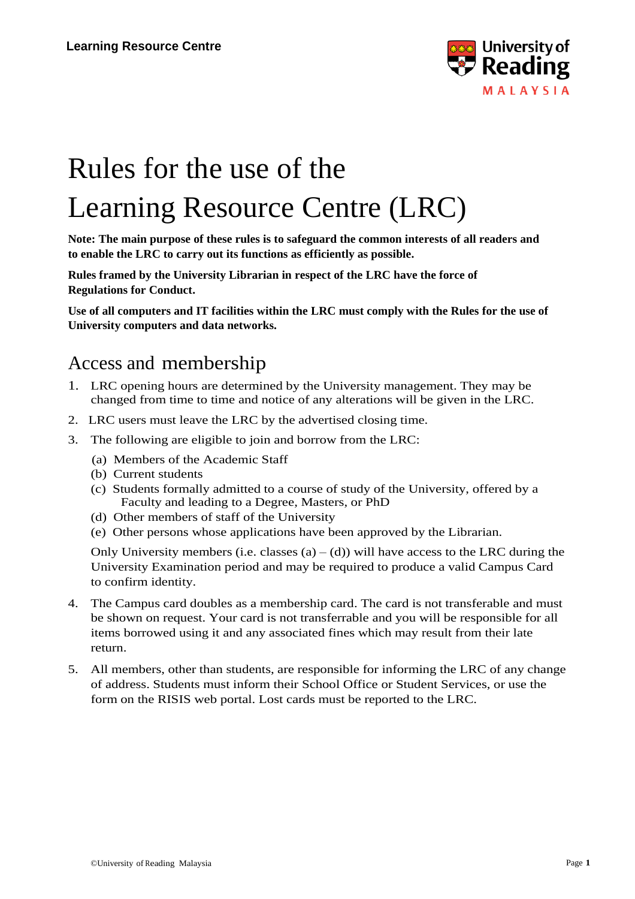# Rules for the use of the Learning Resource Centre (LRC)

**Note: The main purpose of these rules is to safeguard the common interests of all readers and to enable the LRC to carry out its functions as efficiently as possible.**

**Rules framed by the University Librarian in respect of the LRC have the force of Regulations for Conduct.**

**Use of all computers and IT facilities within the LRC must comply with the Rules for the use of University computers and data networks.**

## Access and membership

1. LRC opening hours are determined by the University management. They may be changed from time to time and notice of any alterations will be given in the LRC.
2. LRC users must leave the LRC by the advertised closing time.
3. The following are eligible to join and borrow from the LRC:
   - (a) Members of the Academic Staff
   - (b) Current students
   - (c) Students formally admitted to a course of study of the University, offered by a Faculty and leading to a Degree, Masters, or PhD
   - (d) Other members of staff of the University
   - (e) Other persons whose applications have been approved by the Librarian.

   Only University members (i.e. classes (a) – (d)) will have access to the LRC during the University Examination period and may be required to produce a valid Campus Card to confirm identity.
4. The Campus card doubles as a membership card. The card is not transferable and must be shown on request. Your card is not transferrable and you will be responsible for all items borrowed using it and any associated fines which may result from their late return.
5. All members, other than students, are responsible for informing the LRC of any change of address. Students must inform their School Office or Student Services, or use the form on the RISIS web portal. Lost cards must be reported to the LRC.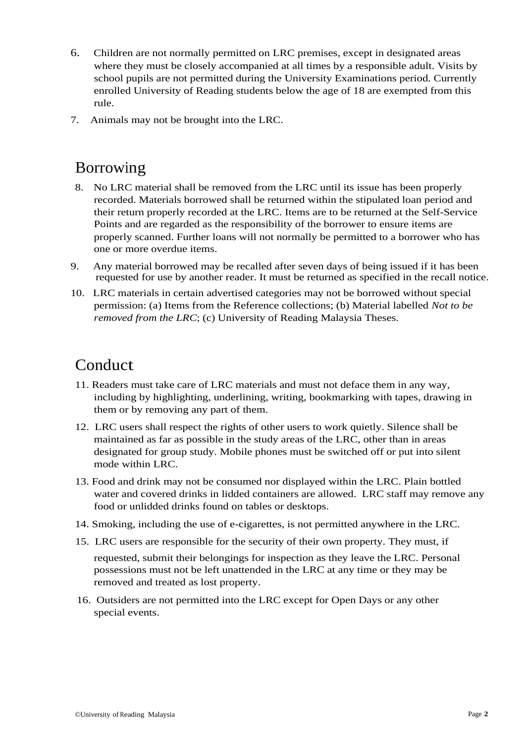6. Children are not normally permitted on LRC premises, except in designated areas where they must be closely accompanied at all times by a responsible adult. Visits by school pupils are not permitted during the University Examinations period. Currently enrolled University of Reading students below the age of 18 are exempted from this rule.
7. Animals may not be brought into the LRC.

## Borrowing

8. No LRC material shall be removed from the LRC until its issue has been properly recorded. Materials borrowed shall be returned within the stipulated loan period and their return properly recorded at the LRC. Items are to be returned at the Self-Service Points and are regarded as the responsibility of the borrower to ensure items are properly scanned. Further loans will not normally be permitted to a borrower who has one or more overdue items.
9. Any material borrowed may be recalled after seven days of being issued if it has been requested for use by another reader. It must be returned as specified in the recall notice.
10. LRC materials in certain advertised categories may not be borrowed without special permission: (a) Items from the Reference collections; (b) Material labelled *Not to be removed from the LRC*; (c) University of Reading Malaysia Theses.

## Conduct

11. Readers must take care of LRC materials and must not deface them in any way, including by highlighting, underlining, writing, bookmarking with tapes, drawing in them or by removing any part of them.
12. LRC users shall respect the rights of other users to work quietly. Silence shall be maintained as far as possible in the study areas of the LRC, other than in areas designated for group study. Mobile phones must be switched off or put into silent mode within LRC.
13. Food and drink may not be consumed nor displayed within the LRC. Plain bottled water and covered drinks in lidded containers are allowed. LRC staff may remove any food or unlidded drinks found on tables or desktops.
14. Smoking, including the use of e-cigarettes, is not permitted anywhere in the LRC.
15. LRC users are responsible for the security of their own property. They must, if requested, submit their belongings for inspection as they leave the LRC. Personal possessions must not be left unattended in the LRC at any time or they may be removed and treated as lost property.
16. Outsiders are not permitted into the LRC except for Open Days or any other special events.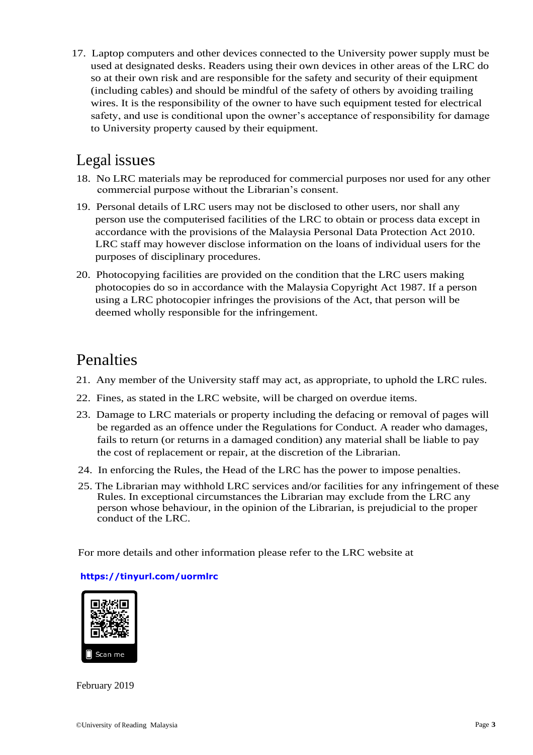17. Laptop computers and other devices connected to the University power supply must be used at designated desks. Readers using their own devices in other areas of the LRC do so at their own risk and are responsible for the safety and security of their equipment (including cables) and should be mindful of the safety of others by avoiding trailing wires. It is the responsibility of the owner to have such equipment tested for electrical safety, and use is conditional upon the owner's acceptance of responsibility for damage to University property caused by their equipment.

## Legal issues

18. No LRC materials may be reproduced for commercial purposes nor used for any other commercial purpose without the Librarian's consent.

19. Personal details of LRC users may not be disclosed to other users, nor shall any person use the computerised facilities of the LRC to obtain or process data except in accordance with the provisions of the Malaysia Personal Data Protection Act 2010. LRC staff may however disclose information on the loans of individual users for the purposes of disciplinary procedures.

20. Photocopying facilities are provided on the condition that the LRC users making photocopies do so in accordance with the Malaysia Copyright Act 1987. If a person using a LRC photocopier infringes the provisions of the Act, that person will be deemed wholly responsible for the infringement.

## Penalties

21. Any member of the University staff may act, as appropriate, to uphold the LRC rules.

22. Fines, as stated in the LRC website, will be charged on overdue items.

23. Damage to LRC materials or property including the defacing or removal of pages will be regarded as an offence under the Regulations for Conduct. A reader who damages, fails to return (or returns in a damaged condition) any material shall be liable to pay the cost of replacement or repair, at the discretion of the Librarian.

24. In enforcing the Rules, the Head of the LRC has the power to impose penalties.

25. The Librarian may withhold LRC services and/or facilities for any infringement of these Rules. In exceptional circumstances the Librarian may exclude from the LRC any person whose behaviour, in the opinion of the Librarian, is prejudicial to the proper conduct of the LRC.

For more details and other information please refer to the LRC website at

**https://tinyurl.com/uormlrc**

Scan me

February 2019